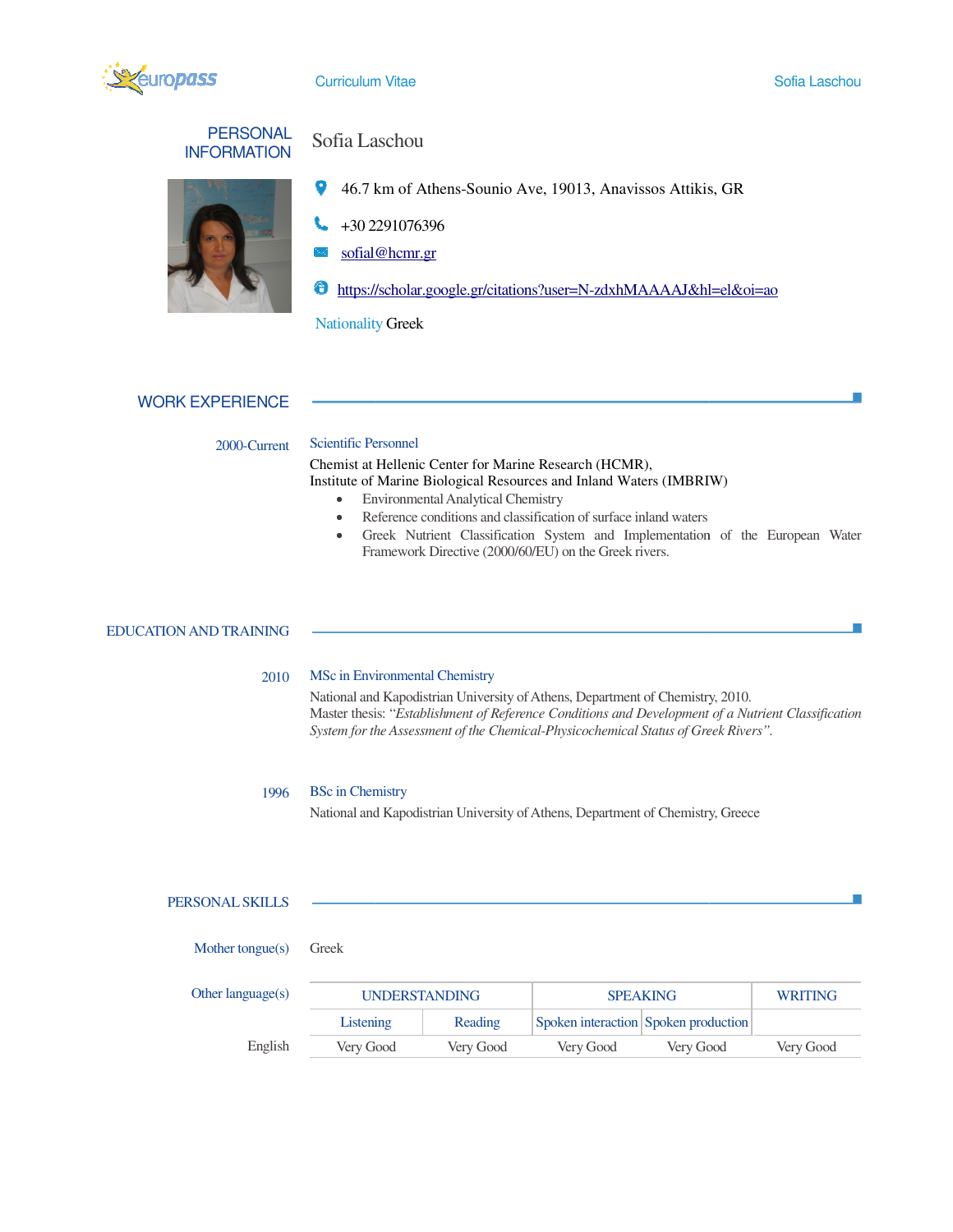# Curriculum Vitae

## PERSONAL INFORMATION

**Sofia Laschou**

46.7 km of Athens-Sounio Ave, 19013, Anavissos Attikis, GR

+30 2291076396

sofial@hcmr.gr

https://scholar.google.gr/citations?user=N-zdxhMAAAAJ&hl=el&oi=ao

Nationality Greek

## WORK EXPERIENCE

**2000-Current**

Scientific Personnel

Chemist at Hellenic Center for Marine Research (HCMR),
Institute of Marine Biological Resources and Inland Waters (IMBRIW)

- Environmental Analytical Chemistry
- Reference conditions and classification of surface inland waters
- Greek Nutrient Classification System and Implementation of the European Water Framework Directive (2000/60/EU) on the Greek rivers.

## EDUCATION AND TRAINING

**2010**

MSc in Environmental Chemistry

National and Kapodistrian University of Athens, Department of Chemistry, 2010.
Master thesis: "*Establishment of Reference Conditions and Development of a Nutrient Classification System for the Assessment of the Chemical-Physicochemical Status of Greek Rivers*".

**1996**

BSc in Chemistry

National and Kapodistrian University of Athens, Department of Chemistry, Greece

## PERSONAL SKILLS

Mother tongue(s): Greek

Other language(s):

| | UNDERSTANDING | | SPEAKING | | WRITING |
|---|---|---|---|---|---|
| | Listening | Reading | Spoken interaction | Spoken production | |
| English | Very Good | Very Good | Very Good | Very Good | Very Good |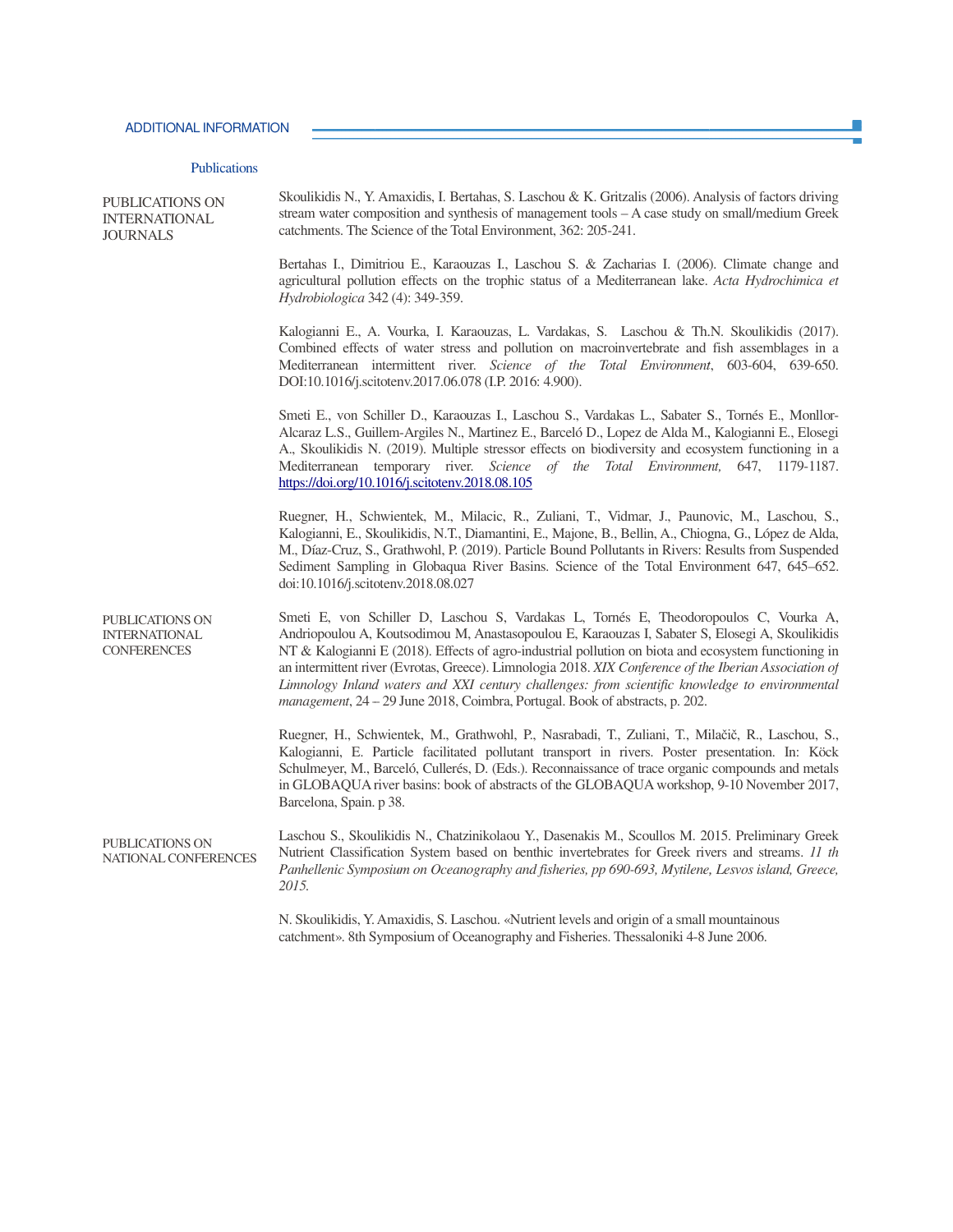## ADDITIONAL INFORMATION

### Publications

**PUBLICATIONS ON INTERNATIONAL JOURNALS**

Skoulikidis N., Y. Amaxidis, I. Bertahas, S. Laschou & K. Gritzalis (2006). Analysis of factors driving stream water composition and synthesis of management tools – A case study on small/medium Greek catchments. The Science of the Total Environment, 362: 205-241.

Bertahas I., Dimitriou E., Karaouzas I., Laschou S. & Zacharias I. (2006). Climate change and agricultural pollution effects on the trophic status of a Mediterranean lake. *Acta Hydrochimica et Hydrobiologica* 342 (4): 349-359.

Kalogianni E., A. Vourka, I. Karaouzas, L. Vardakas, S. Laschou & Th.N. Skoulikidis (2017). Combined effects of water stress and pollution on macroinvertebrate and fish assemblages in a Mediterranean intermittent river. *Science of the Total Environment*, 603-604, 639-650. DOI:10.1016/j.scitotenv.2017.06.078 (I.P. 2016: 4.900).

Smeti E., von Schiller D., Karaouzas I., Laschou S., Vardakas L., Sabater S., Tornés E., Monllor-Alcaraz L.S., Guillem-Argiles N., Martinez E., Barceló D., Lopez de Alda M., Kalogianni E., Elosegi A., Skoulikidis N. (2019). Multiple stressor effects on biodiversity and ecosystem functioning in a Mediterranean temporary river. *Science of the Total Environment,* 647, 1179-1187. https://doi.org/10.1016/j.scitotenv.2018.08.105

Ruegner, H., Schwientek, M., Milacic, R., Zuliani, T., Vidmar, J., Paunovic, M., Laschou, S., Kalogianni, E., Skoulikidis, N.T., Diamantini, E., Majone, B., Bellin, A., Chiogna, G., López de Alda, M., Díaz-Cruz, S., Grathwohl, P. (2019). Particle Bound Pollutants in Rivers: Results from Suspended Sediment Sampling in Globaqua River Basins. Science of the Total Environment 647, 645–652. doi:10.1016/j.scitotenv.2018.08.027

**PUBLICATIONS ON INTERNATIONAL CONFERENCES**

Smeti E, von Schiller D, Laschou S, Vardakas L, Tornés E, Theodoropoulos C, Vourka A, Andriopoulou A, Koutsodimou M, Anastasopoulou E, Karaouzas I, Sabater S, Elosegi A, Skoulikidis NT & Kalogianni E (2018). Effects of agro-industrial pollution on biota and ecosystem functioning in an intermittent river (Evrotas, Greece). Limnologia 2018. *XIX Conference of the Iberian Association of Limnology Inland waters and XXI century challenges: from scientific knowledge to environmental management*, 24 – 29 June 2018, Coimbra, Portugal. Book of abstracts, p. 202.

Ruegner, H., Schwientek, M., Grathwohl, P., Nasrabadi, T., Zuliani, T., Milačič, R., Laschou, S., Kalogianni, E. Particle facilitated pollutant transport in rivers. Poster presentation. In: Köck Schulmeyer, M., Barceló, Cullerés, D. (Eds.). Reconnaissance of trace organic compounds and metals in GLOBAQUA river basins: book of abstracts of the GLOBAQUA workshop, 9-10 November 2017, Barcelona, Spain. p 38.

**PUBLICATIONS ON NATIONAL CONFERENCES**

Laschou S., Skoulikidis N., Chatzinikolaou Y., Dasenakis M., Scoullos M. 2015. Preliminary Greek Nutrient Classification System based on benthic invertebrates for Greek rivers and streams. *11 th Panhellenic Symposium on Oceanography and fisheries, pp 690-693, Mytilene, Lesvos island, Greece, 2015.*

N. Skoulikidis, Y. Amaxidis, S. Laschou. «Nutrient levels and origin of a small mountainous catchment». 8th Symposium of Oceanography and Fisheries. Thessaloniki 4-8 June 2006.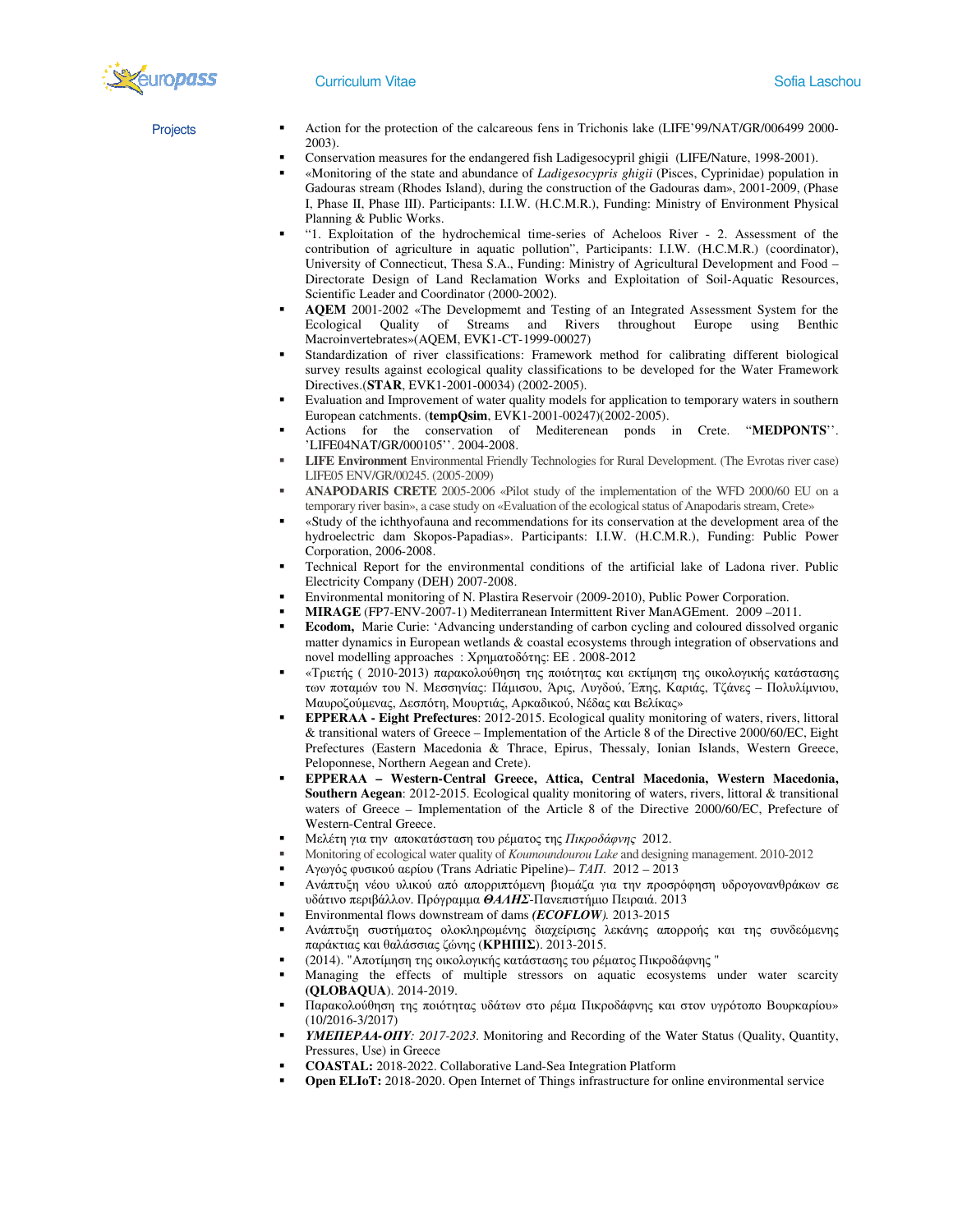## Projects

- Action for the protection of the calcareous fens in Trichonis lake (LIFE'99/NAT/GR/006499 2000-2003).
- Conservation measures for the endangered fish Ladigesocypril ghigii (LIFE/Nature, 1998-2001).
- «Monitoring of the state and abundance of *Ladigesocypris ghigii* (Pisces, Cyprinidae) population in Gadouras stream (Rhodes Island), during the construction of the Gadouras dam», 2001-2009, (Phase I, Phase II, Phase III). Participants: I.I.W. (H.C.M.R.), Funding: Ministry of Environment Physical Planning & Public Works.
- "1. Exploitation of the hydrochemical time-series of Acheloos River - 2. Assessment of the contribution of agriculture in aquatic pollution", Participants: I.I.W. (H.C.M.R.) (coordinator), University of Connecticut, Thesa S.A., Funding: Ministry of Agricultural Development and Food – Directorate Design of Land Reclamation Works and Exploitation of Soil-Aquatic Resources, Scientific Leader and Coordinator (2000-2002).
- **AQEM** 2001-2002 «The Developmemt and Testing of an Integrated Assessment System for the Ecological Quality of Streams and Rivers throughout Europe using Benthic Macroinvertebrates»(AQEM, EVK1-CT-1999-00027)
- Standardization of river classifications: Framework method for calibrating different biological survey results against ecological quality classifications to be developed for the Water Framework Directives.(**STAR**, EVK1-2001-00034) (2002-2005).
- Evaluation and Improvement of water quality models for application to temporary waters in southern European catchments. (**tempQsim**, EVK1-2001-00247)(2002-2005).
- Actions for the conservation of Mediterenean ponds in Crete. "**MEDPONTS**''. 'LIFE04NAT/GR/000105''. 2004-2008.
- **LIFE Environment** Environmental Friendly Technologies for Rural Development. (The Evrotas river case) LIFE05 ENV/GR/00245. (2005-2009)
- **ANAPODARIS CRETE** 2005-2006 «Pilot study of the implementation of the WFD 2000/60 EU on a temporary river basin», a case study on «Evaluation of the ecological status of Anapodaris stream, Crete»
- «Study of the ichthyofauna and recommendations for its conservation at the development area of the hydroelectric dam Skopos-Papadias». Participants: I.I.W. (H.C.M.R.), Funding: Public Power Corporation, 2006-2008.
- Technical Report for the environmental conditions of the artificial lake of Ladona river. Public Electricity Company (DEH) 2007-2008.
- Environmental monitoring of N. Plastira Reservoir (2009-2010), Public Power Corporation.
- **MIRAGE** (FP7-ENV-2007-1) Mediterranean Intermittent River ManAGEment. 2009 –2011.
- **Ecodom,** Marie Curie: 'Advancing understanding of carbon cycling and coloured dissolved organic matter dynamics in European wetlands & coastal ecosystems through integration of observations and novel modelling approaches : Χρηματοδότης: ΕΕ . 2008-2012
- «Τριετής ( 2010-2013) παρακολούθηση της ποιότητας και εκτίμηση της οικολογικής κατάστασης των ποταμών του Ν. Μεσσηνίας: Πάμισου, Άρις, Λυγδού, Έπης, Καριάς, Τζάνες – Πολυλίμνιου, Μαυροζούμενας, Δεσπότη, Μουρτιάς, Αρκαδικού, Νέδας και Βελίκας»
- **EPPERAA - Eight Prefectures**: 2012-2015. Ecological quality monitoring of waters, rivers, littoral & transitional waters of Greece – Implementation of the Article 8 of the Directive 2000/60/EC, Eight Prefectures (Eastern Macedonia & Thrace, Epirus, Thessaly, Ionian Islands, Western Greece, Peloponnese, Northern Aegean and Crete).
- **EPPERAA – Western-Central Greece, Attica, Central Macedonia, Western Macedonia, Southern Aegean**: 2012-2015. Ecological quality monitoring of waters, rivers, littoral & transitional waters of Greece – Implementation of the Article 8 of the Directive 2000/60/EC, Prefecture of Western-Central Greece.
- Μελέτη για την αποκατάσταση του ρέματος της *Πικροδάφνης* 2012.
- Monitoring of ecological water quality of *Koumoundourou Lake* and designing management. 2010-2012
- Αγωγός φυσικού αερίου (Trans Adriatic Pipeline)– *TAΠ*. 2012 – 2013
- Ανάπτυξη νέου υλικού από απορριπτόμενη βιομάζα για την προσρόφηση υδρογονανθράκων σε υδάτινο περιβάλλον. Πρόγραμμα ***ΘΑΛΗΣ***-Πανεπιστήμιο Πειραιά. 2013
- Environmental flows downstream of dams ***(ECOFLOW***). 2013-2015
- Ανάπτυξη συστήματος ολοκληρωμένης διαχείρισης λεκάνης απορροής και της συνδεόμενης παράκτιας και θαλάσσιας ζώνης (**ΚΡΗΠΙΣ**). 2013-2015.
- (2014). "Αποτίμηση της οικολογικής κατάστασης του ρέματος Πικροδάφνης "
- Managing the effects of multiple stressors on aquatic ecosystems under water scarcity (**QLOBAQUA**). 2014-2019.
- Παρακολούθηση της ποιότητας υδάτων στο ρέμα Πικροδάφνης και στον υγρότοπο Βουρκαρίου» (10/2016-3/2017)
- ***ΥΜΕΠΕΡΑΑ-ΟΠΥ****: 2017-2023.* Monitoring and Recording of the Water Status (Quality, Quantity, Pressures, Use) in Greece
- **COASTAL:** 2018-2022. Collaborative Land-Sea Integration Platform
- **Open ELIoT:** 2018-2020. Open Internet of Things infrastructure for online environmental service